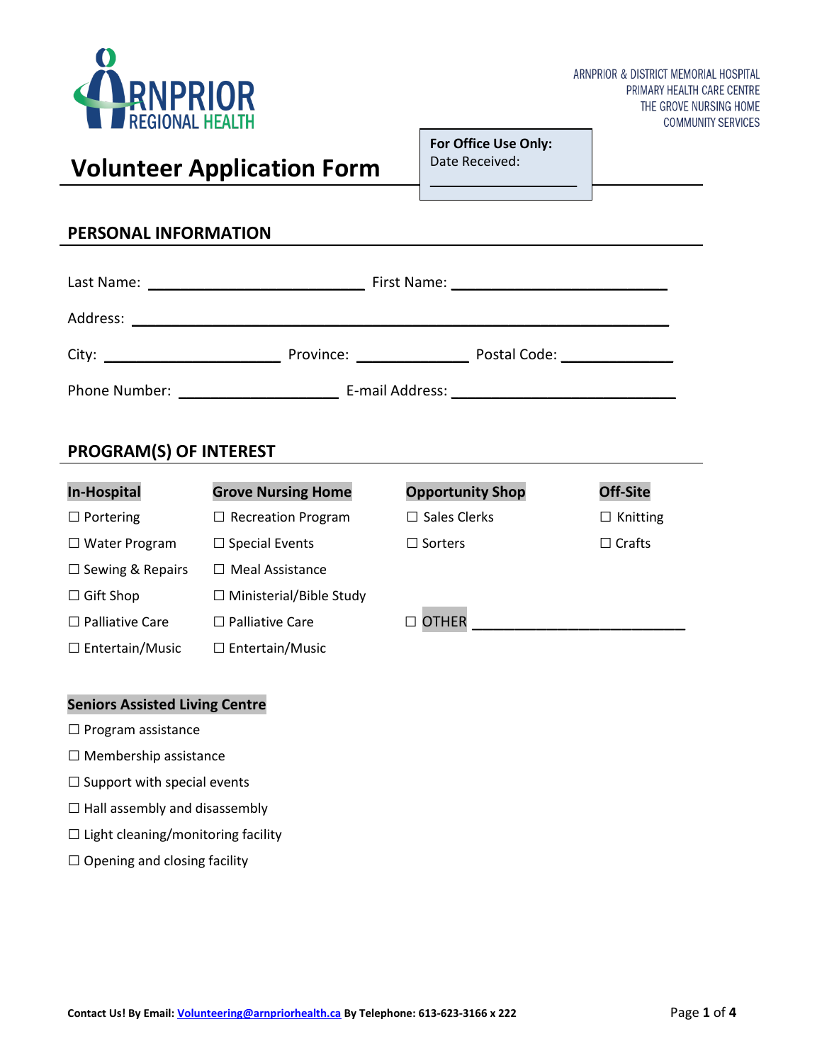ARNPRIOR REGIONAL HEALTH

ARNPRIOR & DISTRICT MEMORIAL HOSPITAL
PRIMARY HEALTH CARE CENTRE
THE GROVE NURSING HOME
COMMUNITY SERVICES

# Volunteer Application Form

**For Office Use Only:**
Date Received: ___________________

## PERSONAL INFORMATION

Last Name: ___________________________ First Name: ___________________________

Address: ___________________________________________________________________

City: _____________________ Province: ______________ Postal Code: ______________

Phone Number: ____________________ E-mail Address: ____________________________

## PROGRAM(S) OF INTEREST

| In-Hospital | Grove Nursing Home | Opportunity Shop | Off-Site |
|---|---|---|---|
| ☐ Portering | ☐ Recreation Program | ☐ Sales Clerks | ☐ Knitting |
| ☐ Water Program | ☐ Special Events | ☐ Sorters | ☐ Crafts |
| ☐ Sewing & Repairs | ☐ Meal Assistance | | |
| ☐ Gift Shop | ☐ Ministerial/Bible Study | | |
| ☐ Palliative Care | ☐ Palliative Care | ☐ OTHER ___________________________ | |
| ☐ Entertain/Music | ☐ Entertain/Music | | |

**Seniors Assisted Living Centre**

☐ Program assistance

☐ Membership assistance

☐ Support with special events

☐ Hall assembly and disassembly

☐ Light cleaning/monitoring facility

☐ Opening and closing facility

**Contact Us! By Email: Volunteering@arnpriorhealth.ca By Telephone: 613-623-3166 x 222**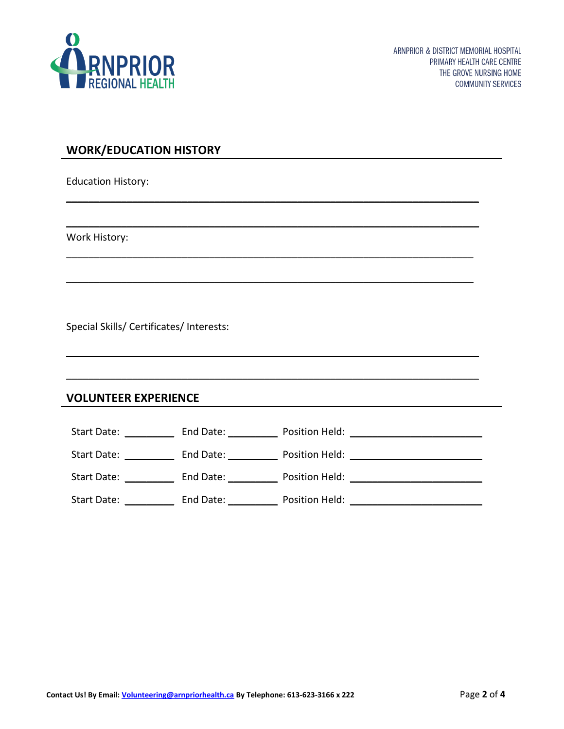## WORK/EDUCATION HISTORY

Education History:

___________________________________________________________________________

___________________________________________________________________________

Work History:

___________________________________________________________________________

___________________________________________________________________________

Special Skills/ Certificates/ Interests:

___________________________________________________________________________

___________________________________________________________________________

## VOLUNTEER EXPERIENCE

Start Date: _________ End Date: _________ Position Held: ________________________

Start Date: _________ End Date: _________ Position Held: ________________________

Start Date: _________ End Date: _________ Position Held: ________________________

Start Date: _________ End Date: _________ Position Held: ________________________

**Contact Us! By Email: Volunteering@arnpriorhealth.ca By Telephone: 613-623-3166 x 222**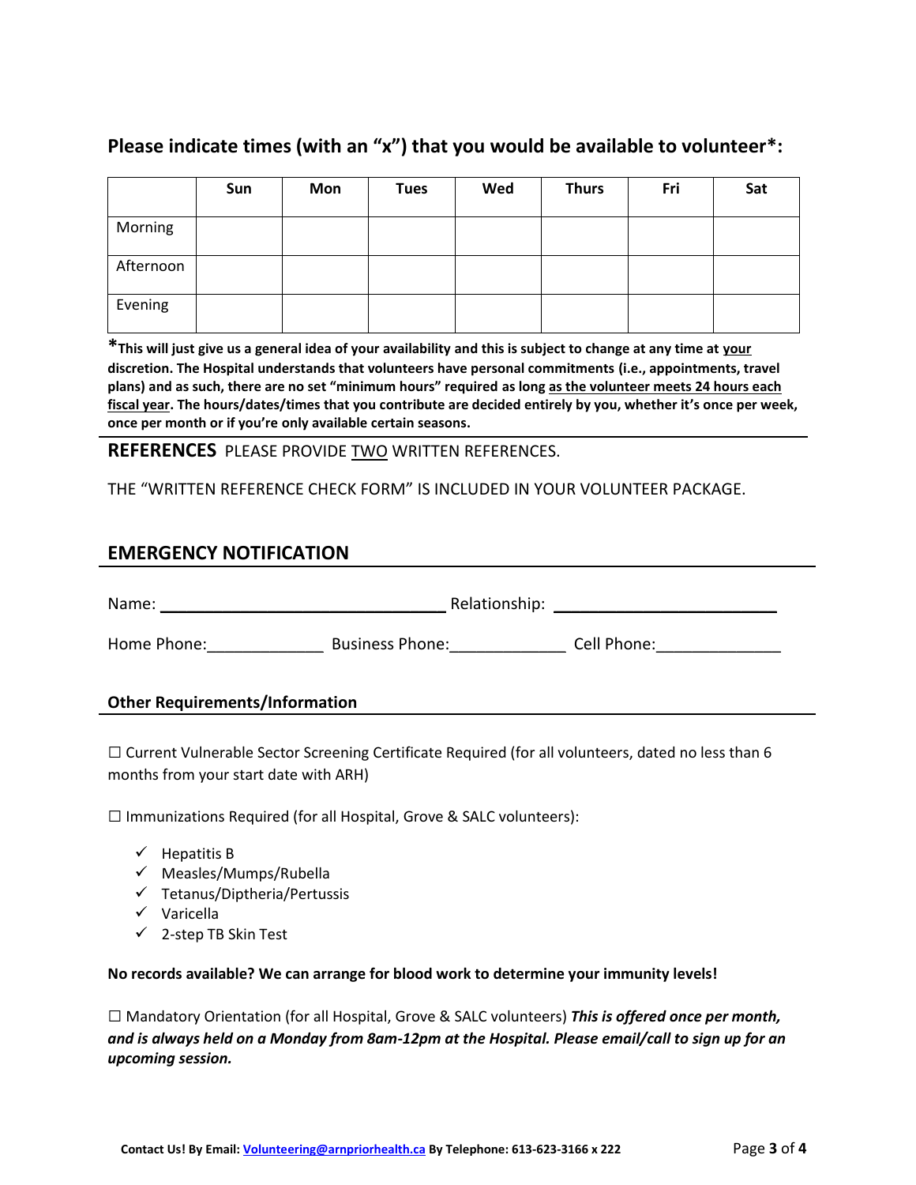## Please indicate times (with an "x") that you would be available to volunteer*:

| | Sun | Mon | Tues | Wed | Thurs | Fri | Sat |
|---|---|---|---|---|---|---|---|
| Morning | | | | | | | |
| Afternoon | | | | | | | |
| Evening | | | | | | | |

***This will just give us a general idea of your availability and this is subject to change at any time at your discretion. The Hospital understands that volunteers have personal commitments (i.e., appointments, travel plans) and as such, there are no set "minimum hours" required as long as the volunteer meets 24 hours each fiscal year. The hours/dates/times that you contribute are decided entirely by you, whether it's once per week, once per month or if you're only available certain seasons.**

**REFERENCES** PLEASE PROVIDE TWO WRITTEN REFERENCES.

THE "WRITTEN REFERENCE CHECK FORM" IS INCLUDED IN YOUR VOLUNTEER PACKAGE.

## EMERGENCY NOTIFICATION

Name: ________________________________ Relationship: __________________________

Home Phone:_____________ Business Phone:_____________ Cell Phone:______________

### Other Requirements/Information

☐ Current Vulnerable Sector Screening Certificate Required (for all volunteers, dated no less than 6 months from your start date with ARH)

☐ Immunizations Required (for all Hospital, Grove & SALC volunteers):

- ✓ Hepatitis B
- ✓ Measles/Mumps/Rubella
- ✓ Tetanus/Diptheria/Pertussis
- ✓ Varicella
- ✓ 2-step TB Skin Test

**No records available? We can arrange for blood work to determine your immunity levels!**

☐ Mandatory Orientation (for all Hospital, Grove & SALC volunteers) ***This is offered once per month, and is always held on a Monday from 8am-12pm at the Hospital. Please email/call to sign up for an upcoming session.***

**Contact Us! By Email: Volunteering@arnpriorhealth.ca By Telephone: 613-623-3166 x 222**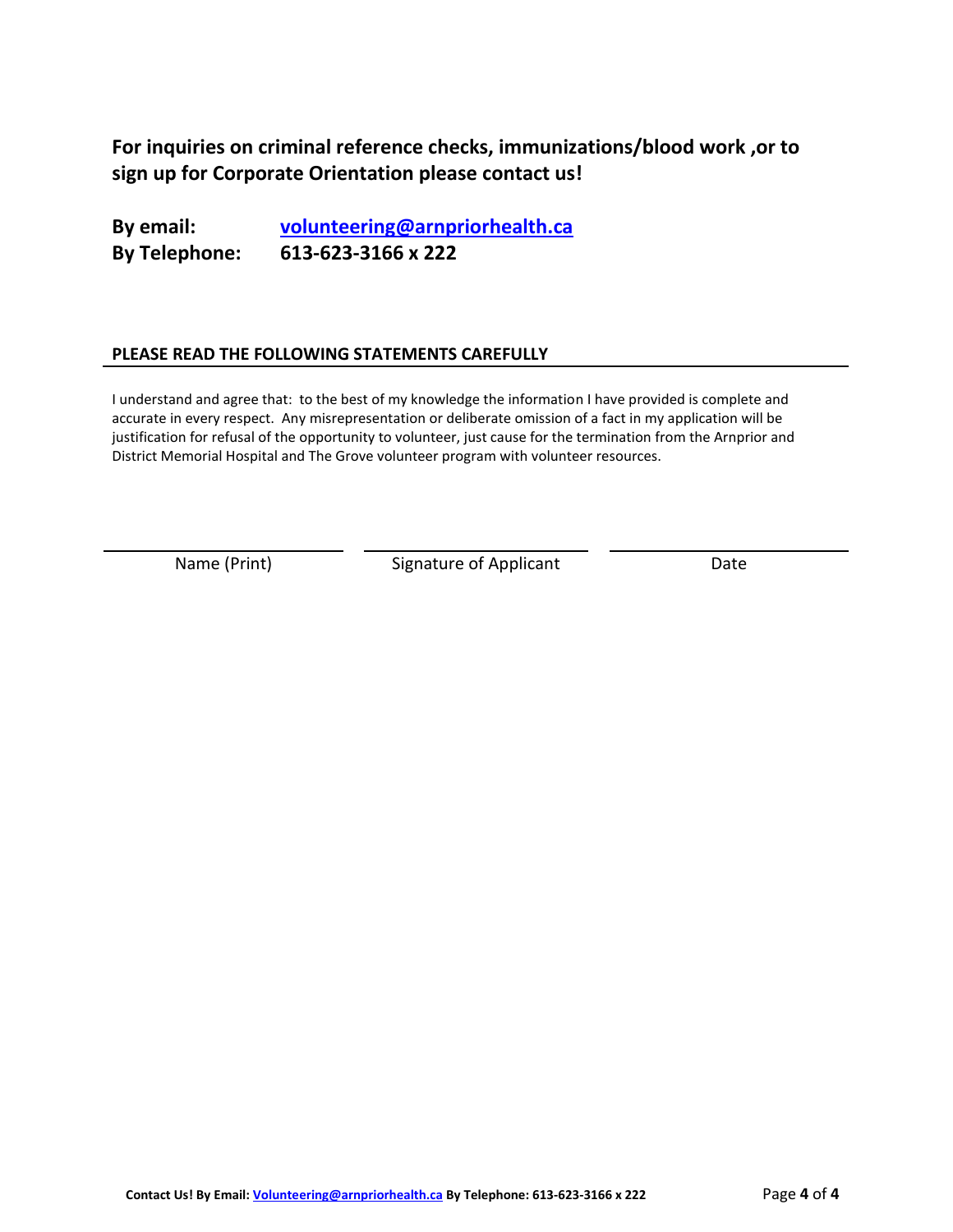**For inquiries on criminal reference checks, immunizations/blood work ,or to sign up for Corporate Orientation please contact us!**

**By email:** **volunteering@arnpriorhealth.ca**
**By Telephone:** **613-623-3166 x 222**

## PLEASE READ THE FOLLOWING STATEMENTS CAREFULLY

I understand and agree that: to the best of my knowledge the information I have provided is complete and accurate in every respect. Any misrepresentation or deliberate omission of a fact in my application will be justification for refusal of the opportunity to volunteer, just cause for the termination from the Arnprior and District Memorial Hospital and The Grove volunteer program with volunteer resources.

| | | |
|---|---|---|
| ______________________ | ______________________ | ______________________ |
| Name (Print) | Signature of Applicant | Date |